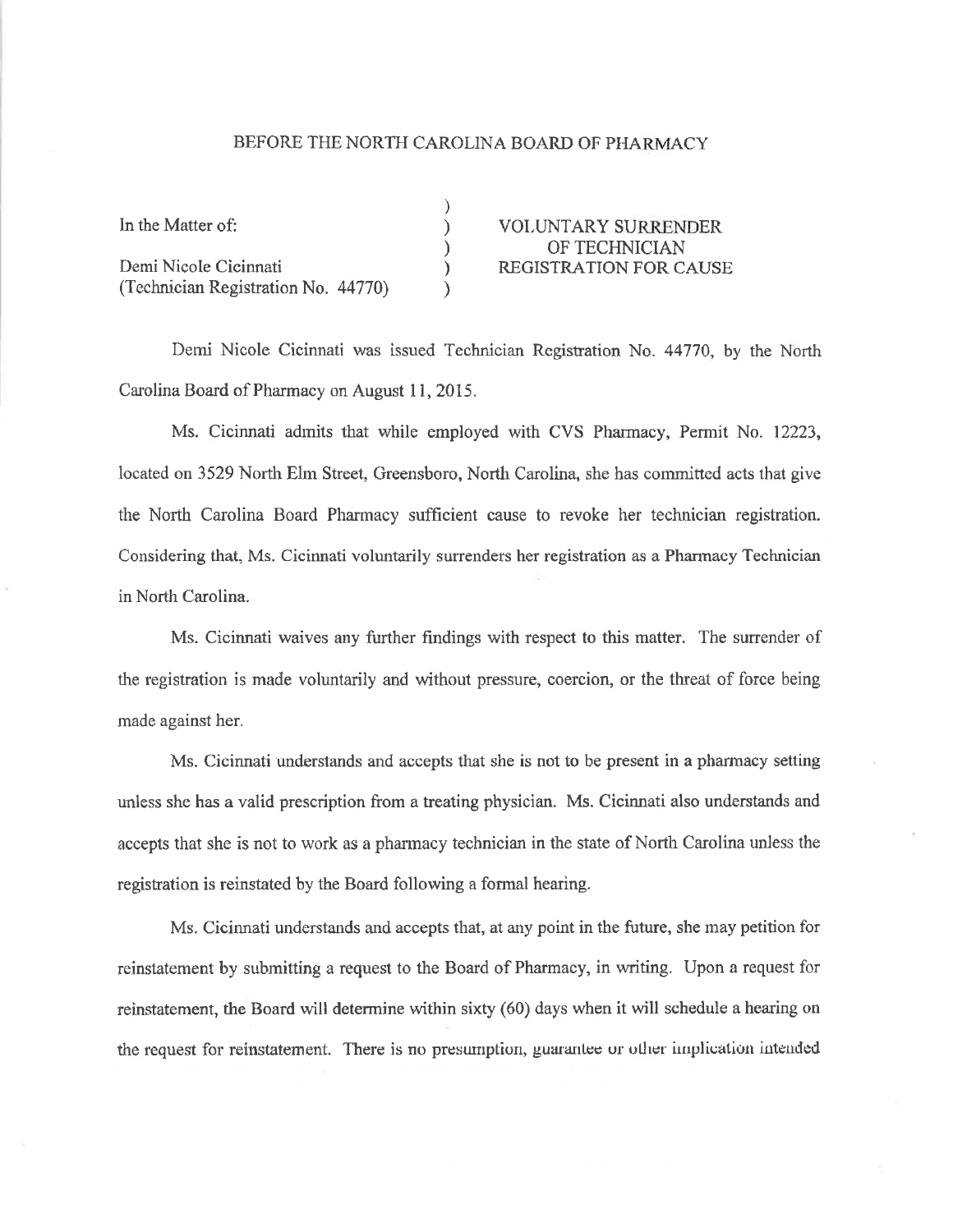BEFORE THE NORTH CAROLINA BOARD OF PHARMACY

| | | |
|---|---|---|
| In the Matter of: | ) | VOLUNTARY SURRENDER |
| | ) | OF TECHNICIAN |
| Demi Nicole Cicinnati | ) | REGISTRATION FOR CAUSE |
| (Technician Registration No. 44770) | ) | |

Demi Nicole Cicinnati was issued Technician Registration No. 44770, by the North Carolina Board of Pharmacy on August 11, 2015.

Ms. Cicinnati admits that while employed with CVS Pharmacy, Permit No. 12223, located on 3529 North Elm Street, Greensboro, North Carolina, she has committed acts that give the North Carolina Board Pharmacy sufficient cause to revoke her technician registration. Considering that, Ms. Cicinnati voluntarily surrenders her registration as a Pharmacy Technician in North Carolina.

Ms. Cicinnati waives any further findings with respect to this matter. The surrender of the registration is made voluntarily and without pressure, coercion, or the threat of force being made against her.

Ms. Cicinnati understands and accepts that she is not to be present in a pharmacy setting unless she has a valid prescription from a treating physician. Ms. Cicinnati also understands and accepts that she is not to work as a pharmacy technician in the state of North Carolina unless the registration is reinstated by the Board following a formal hearing.

Ms. Cicinnati understands and accepts that, at any point in the future, she may petition for reinstatement by submitting a request to the Board of Pharmacy, in writing. Upon a request for reinstatement, the Board will determine within sixty (60) days when it will schedule a hearing on the request for reinstatement. There is no presumption, guarantee or other implication intended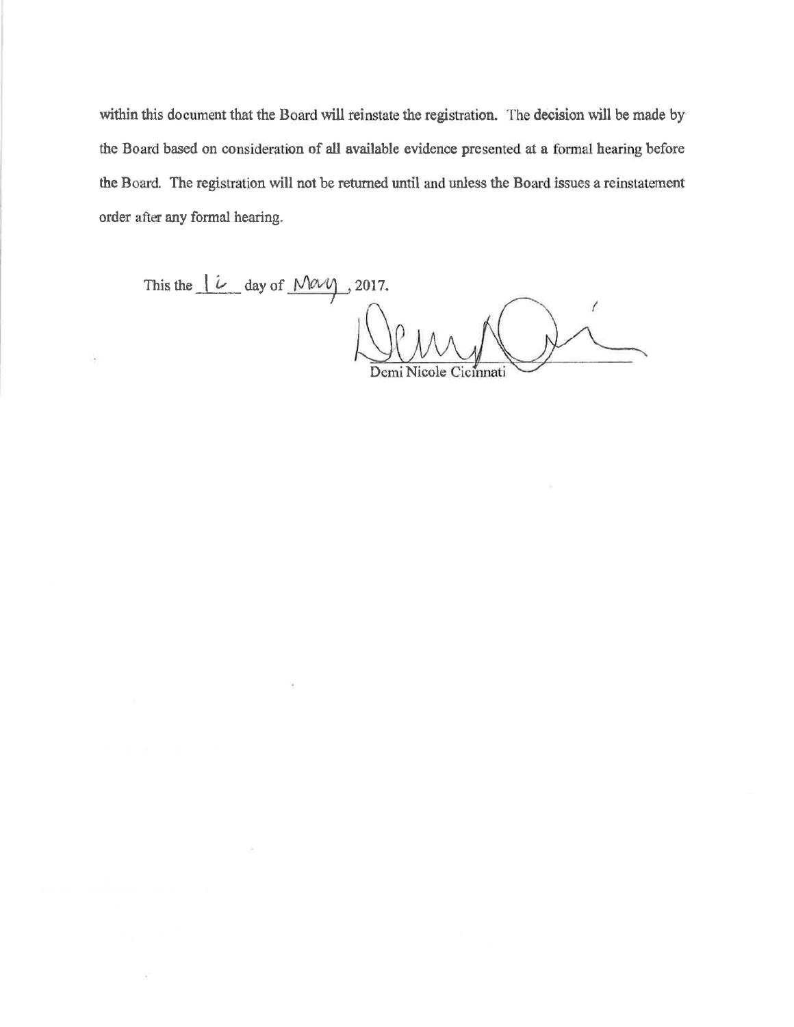within this document that the Board will reinstate the registration. The decision will be made by the Board based on consideration of all available evidence presented at a formal hearing before the Board. The registration will not be returned until and unless the Board issues a reinstatement order after any formal hearing.

This the 16 day of May, 2017.

Demi Nicole Cicinnati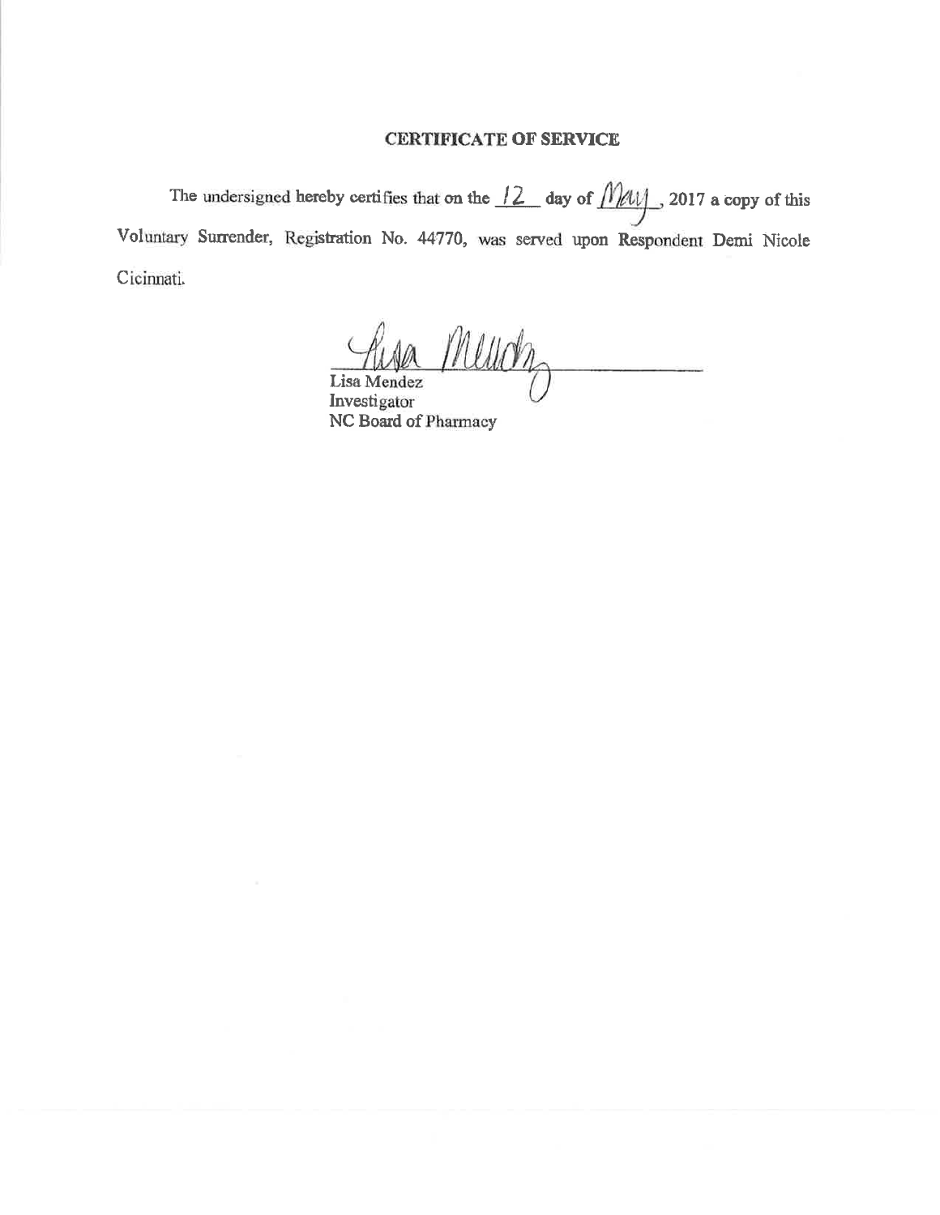## CERTIFICATE OF SERVICE

The undersigned hereby certifies that on the 12 day of May, 2017 a copy of this Voluntary Surrender, Registration No. 44770, was served upon Respondent Demi Nicole Cicinnati.

Lisa Mendez
Investigator
NC Board of Pharmacy